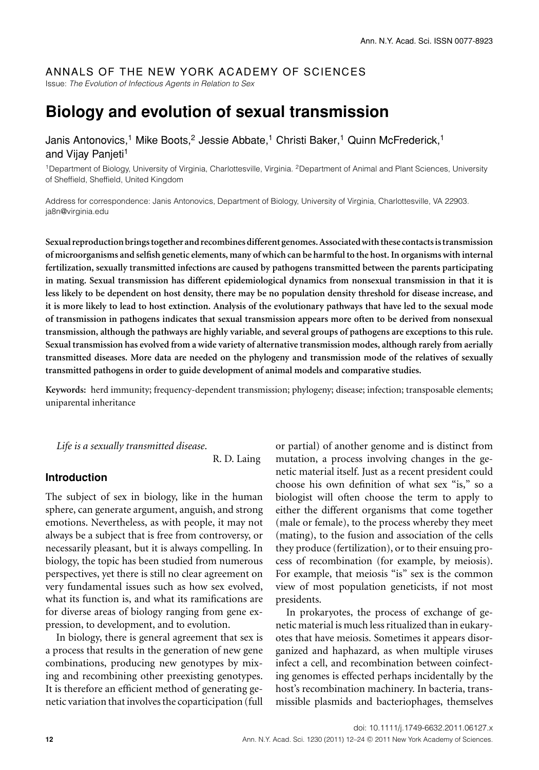ANNALS OF THE NEW YORK ACADEMY OF SCIENCES

Issue: *The Evolution of Infectious Agents in Relation to Sex*

# Biology and evolution of sexual transmission

Janis Antonovics,[1] Mike Boots,[2] Jessie Abbate,[1] Christi Baker,[1] Quinn McFrederick,[1] and Vijay Panjeti[1]

[1]Department of Biology, University of Virginia, Charlottesville, Virginia. [2]Department of Animal and Plant Sciences, University of Sheffield, Sheffield, United Kingdom

Address for correspondence: Janis Antonovics, Department of Biology, University of Virginia, Charlottesville, VA 22903. ja8n@virginia.edu

**Sexual reproduction brings together and recombines different genomes. Associated with these contacts is transmission of microorganisms and selfish genetic elements, many of which can be harmful to the host. In organisms with internal fertilization, sexually transmitted infections are caused by pathogens transmitted between the parents participating in mating. Sexual transmission has different epidemiological dynamics from nonsexual transmission in that it is less likely to be dependent on host density, there may be no population density threshold for disease increase, and it is more likely to lead to host extinction. Analysis of the evolutionary pathways that have led to the sexual mode of transmission in pathogens indicates that sexual transmission appears more often to be derived from nonsexual transmission, although the pathways are highly variable, and several groups of pathogens are exceptions to this rule. Sexual transmission has evolved from a wide variety of alternative transmission modes, although rarely from aerially transmitted diseases. More data are needed on the phylogeny and transmission mode of the relatives of sexually transmitted pathogens in order to guide development of animal models and comparative studies.**

**Keywords:** herd immunity; frequency-dependent transmission; phylogeny; disease; infection; transposable elements; uniparental inheritance

*Life is a sexually transmitted disease.*

R. D. Laing

## Introduction

The subject of sex in biology, like in the human sphere, can generate argument, anguish, and strong emotions. Nevertheless, as with people, it may not always be a subject that is free from controversy, or necessarily pleasant, but it is always compelling. In biology, the topic has been studied from numerous perspectives, yet there is still no clear agreement on very fundamental issues such as how sex evolved, what its function is, and what its ramifications are for diverse areas of biology ranging from gene expression, to development, and to evolution.

In biology, there is general agreement that sex is a process that results in the generation of new gene combinations, producing new genotypes by mixing and recombining other preexisting genotypes. It is therefore an efficient method of generating genetic variation that involves the coparticipation (full or partial) of another genome and is distinct from mutation, a process involving changes in the genetic material itself. Just as a recent president could choose his own definition of what sex "is," so a biologist will often choose the term to apply to either the different organisms that come together (male or female), to the process whereby they meet (mating), to the fusion and association of the cells they produce (fertilization), or to their ensuing process of recombination (for example, by meiosis). For example, that meiosis "is" sex is the common view of most population geneticists, if not most presidents.

In prokaryotes, the process of exchange of genetic material is much less ritualized than in eukaryotes that have meiosis. Sometimes it appears disorganized and haphazard, as when multiple viruses infect a cell, and recombination between coinfecting genomes is effected perhaps incidentally by the host's recombination machinery. In bacteria, transmissible plasmids and bacteriophages, themselves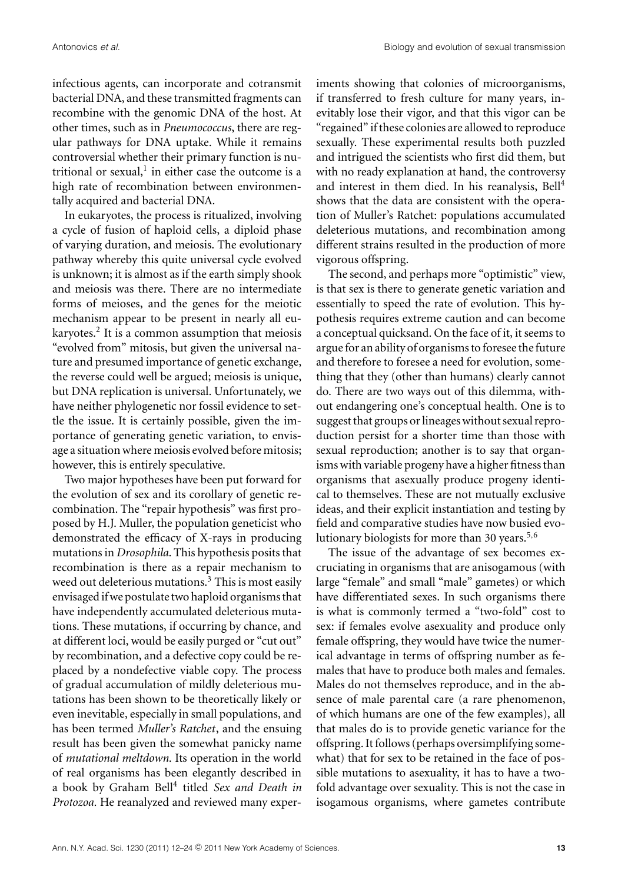infectious agents, can incorporate and cotransmit bacterial DNA, and these transmitted fragments can recombine with the genomic DNA of the host. At other times, such as in *Pneumococcus*, there are regular pathways for DNA uptake. While it remains controversial whether their primary function is nutritional or sexual,[1] in either case the outcome is a high rate of recombination between environmentally acquired and bacterial DNA.

In eukaryotes, the process is ritualized, involving a cycle of fusion of haploid cells, a diploid phase of varying duration, and meiosis. The evolutionary pathway whereby this quite universal cycle evolved is unknown; it is almost as if the earth simply shook and meiosis was there. There are no intermediate forms of meioses, and the genes for the meiotic mechanism appear to be present in nearly all eukaryotes.[2] It is a common assumption that meiosis "evolved from" mitosis, but given the universal nature and presumed importance of genetic exchange, the reverse could well be argued; meiosis is unique, but DNA replication is universal. Unfortunately, we have neither phylogenetic nor fossil evidence to settle the issue. It is certainly possible, given the importance of generating genetic variation, to envisage a situation where meiosis evolved before mitosis; however, this is entirely speculative.

Two major hypotheses have been put forward for the evolution of sex and its corollary of genetic recombination. The "repair hypothesis" was first proposed by H.J. Muller, the population geneticist who demonstrated the efficacy of X-rays in producing mutations in *Drosophila*. This hypothesis posits that recombination is there as a repair mechanism to weed out deleterious mutations.[3] This is most easily envisaged if we postulate two haploid organisms that have independently accumulated deleterious mutations. These mutations, if occurring by chance, and at different loci, would be easily purged or "cut out" by recombination, and a defective copy could be replaced by a nondefective viable copy. The process of gradual accumulation of mildly deleterious mutations has been shown to be theoretically likely or even inevitable, especially in small populations, and has been termed *Muller's Ratchet*, and the ensuing result has been given the somewhat panicky name of *mutational meltdown*. Its operation in the world of real organisms has been elegantly described in a book by Graham Bell[4] titled *Sex and Death in Protozoa*. He reanalyzed and reviewed many experiments showing that colonies of microorganisms, if transferred to fresh culture for many years, inevitably lose their vigor, and that this vigor can be "regained" if these colonies are allowed to reproduce sexually. These experimental results both puzzled and intrigued the scientists who first did them, but with no ready explanation at hand, the controversy and interest in them died. In his reanalysis, Bell[4] shows that the data are consistent with the operation of Muller's Ratchet: populations accumulated deleterious mutations, and recombination among different strains resulted in the production of more vigorous offspring.

The second, and perhaps more "optimistic" view, is that sex is there to generate genetic variation and essentially to speed the rate of evolution. This hypothesis requires extreme caution and can become a conceptual quicksand. On the face of it, it seems to argue for an ability of organisms to foresee the future and therefore to foresee a need for evolution, something that they (other than humans) clearly cannot do. There are two ways out of this dilemma, without endangering one's conceptual health. One is to suggest that groups or lineages without sexual reproduction persist for a shorter time than those with sexual reproduction; another is to say that organisms with variable progeny have a higher fitness than organisms that asexually produce progeny identical to themselves. These are not mutually exclusive ideas, and their explicit instantiation and testing by field and comparative studies have now busied evolutionary biologists for more than 30 years.[5,6]

The issue of the advantage of sex becomes excruciating in organisms that are anisogamous (with large "female" and small "male" gametes) or which have differentiated sexes. In such organisms there is what is commonly termed a "two-fold" cost to sex: if females evolve asexuality and produce only female offspring, they would have twice the numerical advantage in terms of offspring number as females that have to produce both males and females. Males do not themselves reproduce, and in the absence of male parental care (a rare phenomenon, of which humans are one of the few examples), all that males do is to provide genetic variance for the offspring. It follows (perhaps oversimplifying somewhat) that for sex to be retained in the face of possible mutations to asexuality, it has to have a two-fold advantage over sexuality. This is not the case in isogamous organisms, where gametes contribute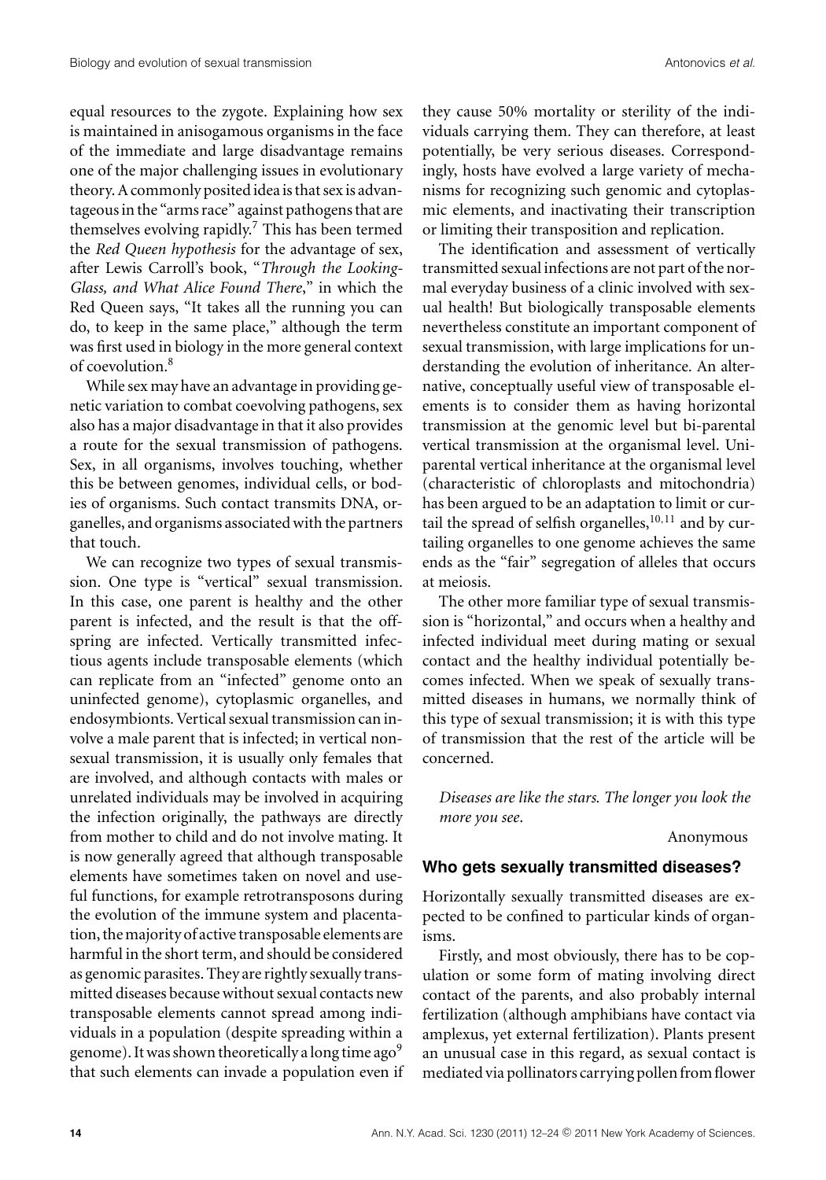equal resources to the zygote. Explaining how sex is maintained in anisogamous organisms in the face of the immediate and large disadvantage remains one of the major challenging issues in evolutionary theory. A commonly posited idea is that sex is advantageous in the "arms race" against pathogens that are themselves evolving rapidly.[7] This has been termed the *Red Queen hypothesis* for the advantage of sex, after Lewis Carroll's book, "*Through the Looking-Glass, and What Alice Found There*," in which the Red Queen says, "It takes all the running you can do, to keep in the same place," although the term was first used in biology in the more general context of coevolution.[8]

While sex may have an advantage in providing genetic variation to combat coevolving pathogens, sex also has a major disadvantage in that it also provides a route for the sexual transmission of pathogens. Sex, in all organisms, involves touching, whether this be between genomes, individual cells, or bodies of organisms. Such contact transmits DNA, organelles, and organisms associated with the partners that touch.

We can recognize two types of sexual transmission. One type is "vertical" sexual transmission. In this case, one parent is healthy and the other parent is infected, and the result is that the offspring are infected. Vertically transmitted infectious agents include transposable elements (which can replicate from an "infected" genome onto an uninfected genome), cytoplasmic organelles, and endosymbionts. Vertical sexual transmission can involve a male parent that is infected; in vertical nonsexual transmission, it is usually only females that are involved, and although contacts with males or unrelated individuals may be involved in acquiring the infection originally, the pathways are directly from mother to child and do not involve mating. It is now generally agreed that although transposable elements have sometimes taken on novel and useful functions, for example retrotransposons during the evolution of the immune system and placentation, the majority of active transposable elements are harmful in the short term, and should be considered as genomic parasites. They are rightly sexually transmitted diseases because without sexual contacts new transposable elements cannot spread among individuals in a population (despite spreading within a genome). It was shown theoretically a long time ago[9] that such elements can invade a population even if they cause 50% mortality or sterility of the individuals carrying them. They can therefore, at least potentially, be very serious diseases. Correspondingly, hosts have evolved a large variety of mechanisms for recognizing such genomic and cytoplasmic elements, and inactivating their transcription or limiting their transposition and replication.

The identification and assessment of vertically transmitted sexual infections are not part of the normal everyday business of a clinic involved with sexual health! But biologically transposable elements nevertheless constitute an important component of sexual transmission, with large implications for understanding the evolution of inheritance. An alternative, conceptually useful view of transposable elements is to consider them as having horizontal transmission at the genomic level but bi-parental vertical transmission at the organismal level. Uniparental vertical inheritance at the organismal level (characteristic of chloroplasts and mitochondria) has been argued to be an adaptation to limit or curtail the spread of selfish organelles,[10,11] and by curtailing organelles to one genome achieves the same ends as the "fair" segregation of alleles that occurs at meiosis.

The other more familiar type of sexual transmission is "horizontal," and occurs when a healthy and infected individual meet during mating or sexual contact and the healthy individual potentially becomes infected. When we speak of sexually transmitted diseases in humans, we normally think of this type of sexual transmission; it is with this type of transmission that the rest of the article will be concerned.

*Diseases are like the stars. The longer you look the more you see.*

Anonymous

## Who gets sexually transmitted diseases?

Horizontally sexually transmitted diseases are expected to be confined to particular kinds of organisms.

Firstly, and most obviously, there has to be copulation or some form of mating involving direct contact of the parents, and also probably internal fertilization (although amphibians have contact via amplexus, yet external fertilization). Plants present an unusual case in this regard, as sexual contact is mediated via pollinators carrying pollen from flower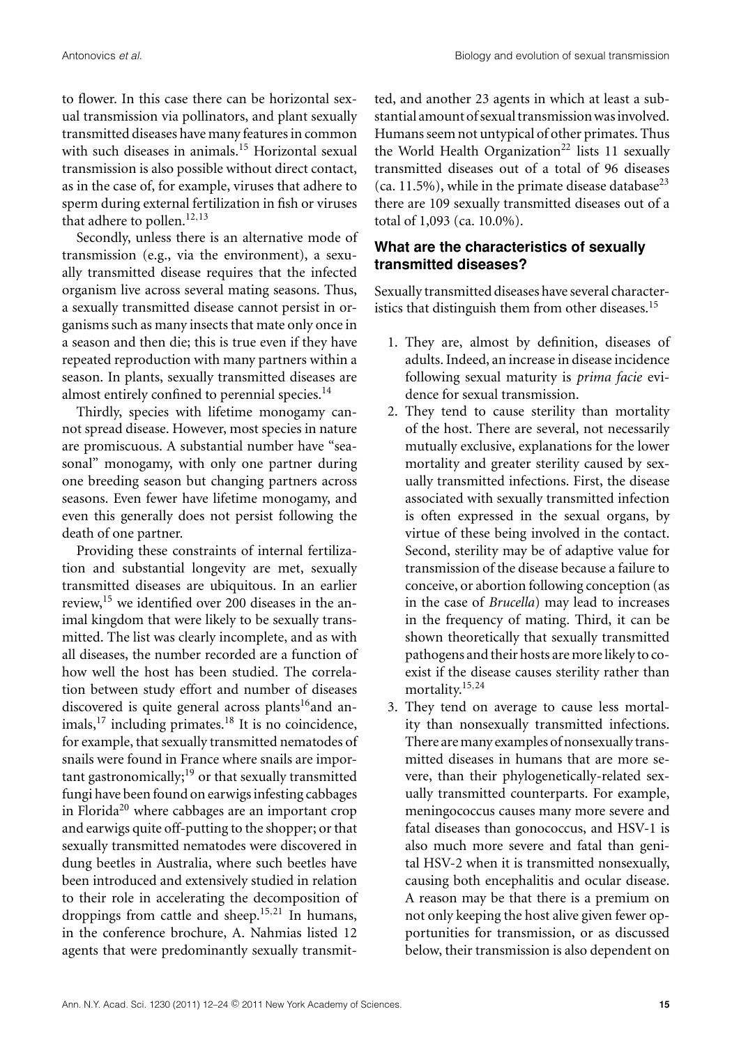to flower. In this case there can be horizontal sexual transmission via pollinators, and plant sexually transmitted diseases have many features in common with such diseases in animals.[15] Horizontal sexual transmission is also possible without direct contact, as in the case of, for example, viruses that adhere to sperm during external fertilization in fish or viruses that adhere to pollen.[12,13]

Secondly, unless there is an alternative mode of transmission (e.g., via the environment), a sexually transmitted disease requires that the infected organism live across several mating seasons. Thus, a sexually transmitted disease cannot persist in organisms such as many insects that mate only once in a season and then die; this is true even if they have repeated reproduction with many partners within a season. In plants, sexually transmitted diseases are almost entirely confined to perennial species.[14]

Thirdly, species with lifetime monogamy cannot spread disease. However, most species in nature are promiscuous. A substantial number have "seasonal" monogamy, with only one partner during one breeding season but changing partners across seasons. Even fewer have lifetime monogamy, and even this generally does not persist following the death of one partner.

Providing these constraints of internal fertilization and substantial longevity are met, sexually transmitted diseases are ubiquitous. In an earlier review,[15] we identified over 200 diseases in the animal kingdom that were likely to be sexually transmitted. The list was clearly incomplete, and as with all diseases, the number recorded are a function of how well the host has been studied. The correlation between study effort and number of diseases discovered is quite general across plants[16] and animals,[17] including primates.[18] It is no coincidence, for example, that sexually transmitted nematodes of snails were found in France where snails are important gastronomically;[19] or that sexually transmitted fungi have been found on earwigs infesting cabbages in Florida[20] where cabbages are an important crop and earwigs quite off-putting to the shopper; or that sexually transmitted nematodes were discovered in dung beetles in Australia, where such beetles have been introduced and extensively studied in relation to their role in accelerating the decomposition of droppings from cattle and sheep.[15,21] In humans, in the conference brochure, A. Nahmias listed 12 agents that were predominantly sexually transmitted, and another 23 agents in which at least a substantial amount of sexual transmission was involved. Humans seem not untypical of other primates. Thus the World Health Organization[22] lists 11 sexually transmitted diseases out of a total of 96 diseases (ca. 11.5%), while in the primate disease database[23] there are 109 sexually transmitted diseases out of a total of 1,093 (ca. 10.0%).

## What are the characteristics of sexually transmitted diseases?

Sexually transmitted diseases have several characteristics that distinguish them from other diseases.[15]

1. They are, almost by definition, diseases of adults. Indeed, an increase in disease incidence following sexual maturity is *prima facie* evidence for sexual transmission.
2. They tend to cause sterility than mortality of the host. There are several, not necessarily mutually exclusive, explanations for the lower mortality and greater sterility caused by sexually transmitted infections. First, the disease associated with sexually transmitted infection is often expressed in the sexual organs, by virtue of these being involved in the contact. Second, sterility may be of adaptive value for transmission of the disease because a failure to conceive, or abortion following conception (as in the case of *Brucella*) may lead to increases in the frequency of mating. Third, it can be shown theoretically that sexually transmitted pathogens and their hosts are more likely to coexist if the disease causes sterility rather than mortality.[15,24]
3. They tend on average to cause less mortality than nonsexually transmitted infections. There are many examples of nonsexually transmitted diseases in humans that are more severe, than their phylogenetically-related sexually transmitted counterparts. For example, meningococcus causes many more severe and fatal diseases than gonococcus, and HSV-1 is also much more severe and fatal than genital HSV-2 when it is transmitted nonsexually, causing both encephalitis and ocular disease. A reason may be that there is a premium on not only keeping the host alive given fewer opportunities for transmission, or as discussed below, their transmission is also dependent on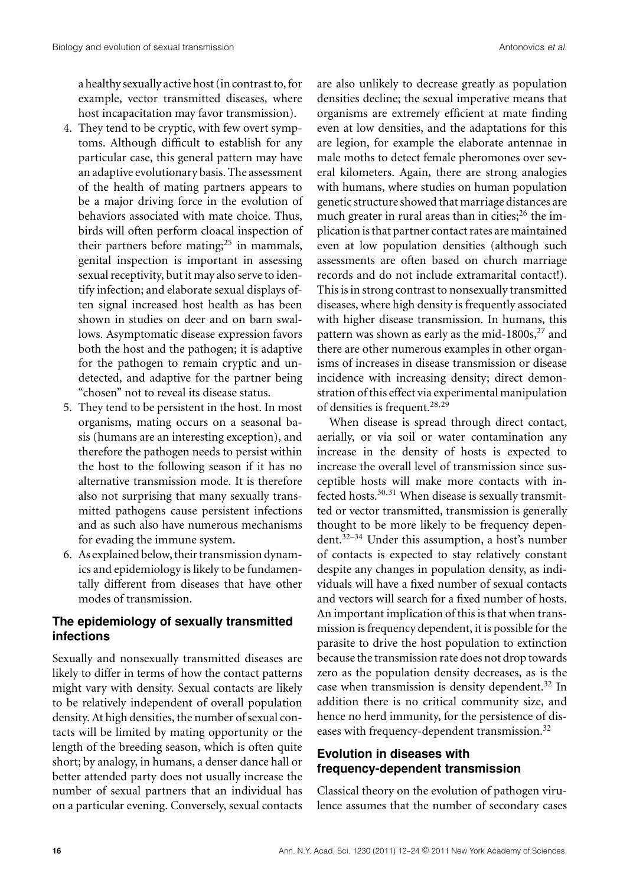a healthy sexually active host (in contrast to, for example, vector transmitted diseases, where host incapacitation may favor transmission).

4. They tend to be cryptic, with few overt symptoms. Although difficult to establish for any particular case, this general pattern may have an adaptive evolutionary basis. The assessment of the health of mating partners appears to be a major driving force in the evolution of behaviors associated with mate choice. Thus, birds will often perform cloacal inspection of their partners before mating;[25] in mammals, genital inspection is important in assessing sexual receptivity, but it may also serve to identify infection; and elaborate sexual displays often signal increased host health as has been shown in studies on deer and on barn swallows. Asymptomatic disease expression favors both the host and the pathogen; it is adaptive for the pathogen to remain cryptic and undetected, and adaptive for the partner being "chosen" not to reveal its disease status.
5. They tend to be persistent in the host. In most organisms, mating occurs on a seasonal basis (humans are an interesting exception), and therefore the pathogen needs to persist within the host to the following season if it has no alternative transmission mode. It is therefore also not surprising that many sexually transmitted pathogens cause persistent infections and as such also have numerous mechanisms for evading the immune system.
6. As explained below, their transmission dynamics and epidemiology is likely to be fundamentally different from diseases that have other modes of transmission.

## The epidemiology of sexually transmitted infections

Sexually and nonsexually transmitted diseases are likely to differ in terms of how the contact patterns might vary with density. Sexual contacts are likely to be relatively independent of overall population density. At high densities, the number of sexual contacts will be limited by mating opportunity or the length of the breeding season, which is often quite short; by analogy, in humans, a denser dance hall or better attended party does not usually increase the number of sexual partners that an individual has on a particular evening. Conversely, sexual contacts are also unlikely to decrease greatly as population densities decline; the sexual imperative means that organisms are extremely efficient at mate finding even at low densities, and the adaptations for this are legion, for example the elaborate antennae in male moths to detect female pheromones over several kilometers. Again, there are strong analogies with humans, where studies on human population genetic structure showed that marriage distances are much greater in rural areas than in cities;[26] the implication is that partner contact rates are maintained even at low population densities (although such assessments are often based on church marriage records and do not include extramarital contact!). This is in strong contrast to nonsexually transmitted diseases, where high density is frequently associated with higher disease transmission. In humans, this pattern was shown as early as the mid-1800s,[27] and there are other numerous examples in other organisms of increases in disease transmission or disease incidence with increasing density; direct demonstration of this effect via experimental manipulation of densities is frequent.[28,29]

When disease is spread through direct contact, aerially, or via soil or water contamination any increase in the density of hosts is expected to increase the overall level of transmission since susceptible hosts will make more contacts with infected hosts.[30,31] When disease is sexually transmitted or vector transmitted, transmission is generally thought to be more likely to be frequency dependent.[32–34] Under this assumption, a host's number of contacts is expected to stay relatively constant despite any changes in population density, as individuals will have a fixed number of sexual contacts and vectors will search for a fixed number of hosts. An important implication of this is that when transmission is frequency dependent, it is possible for the parasite to drive the host population to extinction because the transmission rate does not drop towards zero as the population density decreases, as is the case when transmission is density dependent.[32] In addition there is no critical community size, and hence no herd immunity, for the persistence of diseases with frequency-dependent transmission.[32]

## Evolution in diseases with frequency-dependent transmission

Classical theory on the evolution of pathogen virulence assumes that the number of secondary cases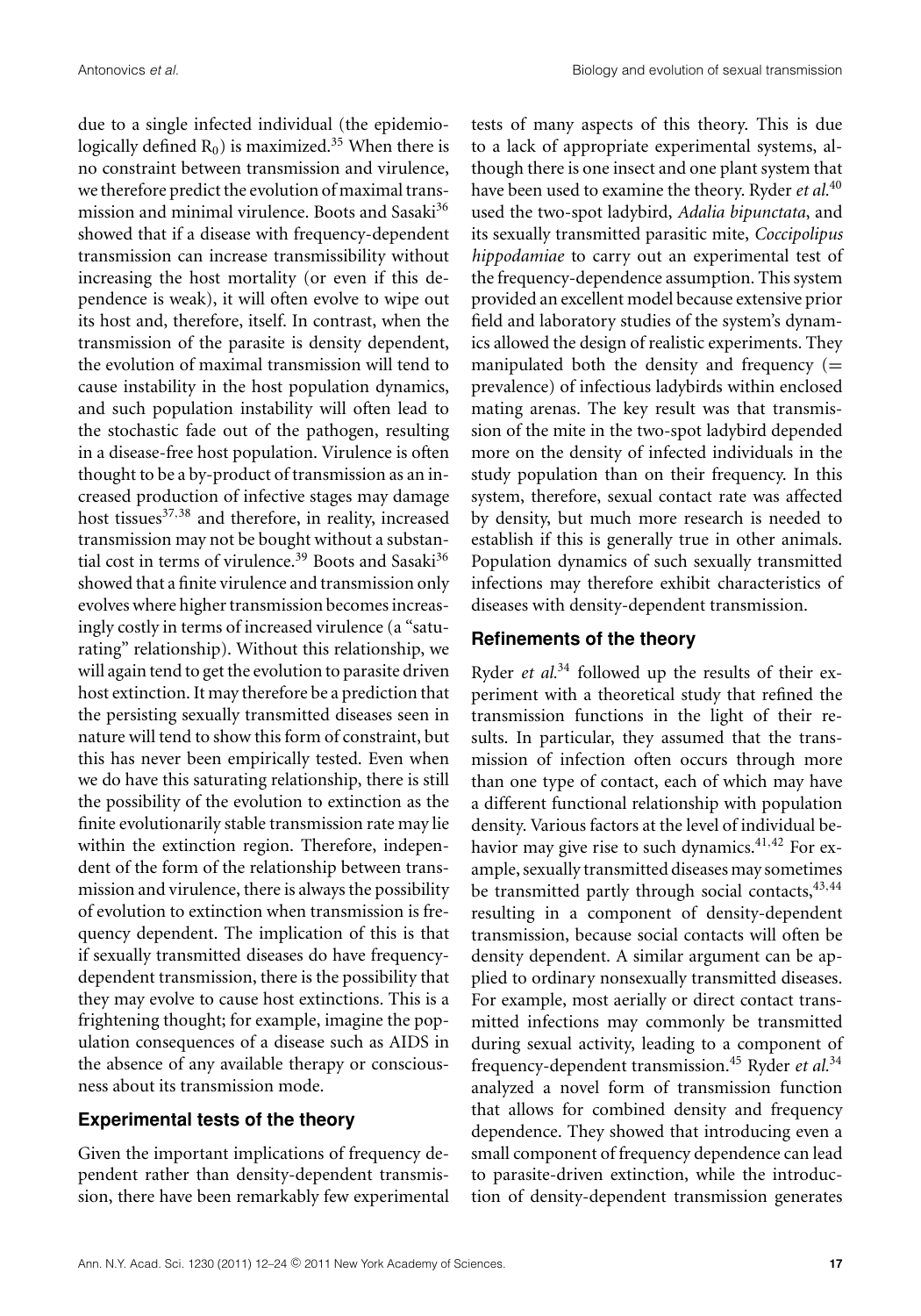due to a single infected individual (the epidemiologically defined $R_0$) is maximized.[35] When there is no constraint between transmission and virulence, we therefore predict the evolution of maximal transmission and minimal virulence. Boots and Sasaki[36] showed that if a disease with frequency-dependent transmission can increase transmissibility without increasing the host mortality (or even if this dependence is weak), it will often evolve to wipe out its host and, therefore, itself. In contrast, when the transmission of the parasite is density dependent, the evolution of maximal transmission will tend to cause instability in the host population dynamics, and such population instability will often lead to the stochastic fade out of the pathogen, resulting in a disease-free host population. Virulence is often thought to be a by-product of transmission as an increased production of infective stages may damage host tissues[37,38] and therefore, in reality, increased transmission may not be bought without a substantial cost in terms of virulence.[39] Boots and Sasaki[36] showed that a finite virulence and transmission only evolves where higher transmission becomes increasingly costly in terms of increased virulence (a "saturating" relationship). Without this relationship, we will again tend to get the evolution to parasite driven host extinction. It may therefore be a prediction that the persisting sexually transmitted diseases seen in nature will tend to show this form of constraint, but this has never been empirically tested. Even when we do have this saturating relationship, there is still the possibility of the evolution to extinction as the finite evolutionarily stable transmission rate may lie within the extinction region. Therefore, independent of the form of the relationship between transmission and virulence, there is always the possibility of evolution to extinction when transmission is frequency dependent. The implication of this is that if sexually transmitted diseases do have frequency-dependent transmission, there is the possibility that they may evolve to cause host extinctions. This is a frightening thought; for example, imagine the population consequences of a disease such as AIDS in the absence of any available therapy or consciousness about its transmission mode.

### Experimental tests of the theory

Given the important implications of frequency dependent rather than density-dependent transmission, there have been remarkably few experimental tests of many aspects of this theory. This is due to a lack of appropriate experimental systems, although there is one insect and one plant system that have been used to examine the theory. Ryder *et al.*[40] used the two-spot ladybird, *Adalia bipunctata*, and its sexually transmitted parasitic mite, *Coccipolipus hippodamiae* to carry out an experimental test of the frequency-dependence assumption. This system provided an excellent model because extensive prior field and laboratory studies of the system's dynamics allowed the design of realistic experiments. They manipulated both the density and frequency (= prevalence) of infectious ladybirds within enclosed mating arenas. The key result was that transmission of the mite in the two-spot ladybird depended more on the density of infected individuals in the study population than on their frequency. In this system, therefore, sexual contact rate was affected by density, but much more research is needed to establish if this is generally true in other animals. Population dynamics of such sexually transmitted infections may therefore exhibit characteristics of diseases with density-dependent transmission.

### Refinements of the theory

Ryder *et al.*[34] followed up the results of their experiment with a theoretical study that refined the transmission functions in the light of their results. In particular, they assumed that the transmission of infection often occurs through more than one type of contact, each of which may have a different functional relationship with population density. Various factors at the level of individual behavior may give rise to such dynamics.[41,42] For example, sexually transmitted diseases may sometimes be transmitted partly through social contacts,[43,44] resulting in a component of density-dependent transmission, because social contacts will often be density dependent. A similar argument can be applied to ordinary nonsexually transmitted diseases. For example, most aerially or direct contact transmitted infections may commonly be transmitted during sexual activity, leading to a component of frequency-dependent transmission.[45] Ryder *et al.*[34] analyzed a novel form of transmission function that allows for combined density and frequency dependence. They showed that introducing even a small component of frequency dependence can lead to parasite-driven extinction, while the introduction of density-dependent transmission generates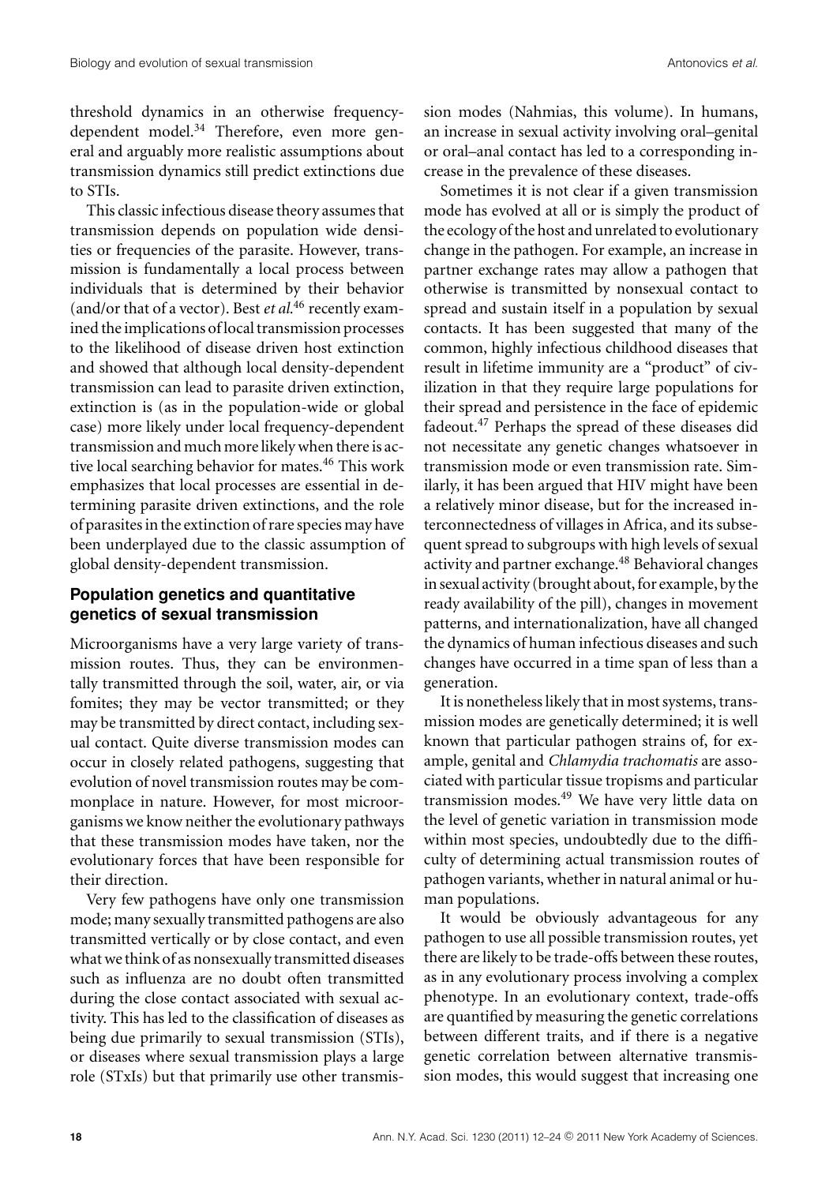threshold dynamics in an otherwise frequency-dependent model.[34] Therefore, even more general and arguably more realistic assumptions about transmission dynamics still predict extinctions due to STIs.

This classic infectious disease theory assumes that transmission depends on population wide densities or frequencies of the parasite. However, transmission is fundamentally a local process between individuals that is determined by their behavior (and/or that of a vector). Best *et al.*[46] recently examined the implications of local transmission processes to the likelihood of disease driven host extinction and showed that although local density-dependent transmission can lead to parasite driven extinction, extinction is (as in the population-wide or global case) more likely under local frequency-dependent transmission and much more likely when there is active local searching behavior for mates.[46] This work emphasizes that local processes are essential in determining parasite driven extinctions, and the role of parasites in the extinction of rare species may have been underplayed due to the classic assumption of global density-dependent transmission.

## Population genetics and quantitative genetics of sexual transmission

Microorganisms have a very large variety of transmission routes. Thus, they can be environmentally transmitted through the soil, water, air, or via fomites; they may be vector transmitted; or they may be transmitted by direct contact, including sexual contact. Quite diverse transmission modes can occur in closely related pathogens, suggesting that evolution of novel transmission routes may be commonplace in nature. However, for most microorganisms we know neither the evolutionary pathways that these transmission modes have taken, nor the evolutionary forces that have been responsible for their direction.

Very few pathogens have only one transmission mode; many sexually transmitted pathogens are also transmitted vertically or by close contact, and even what we think of as nonsexually transmitted diseases such as influenza are no doubt often transmitted during the close contact associated with sexual activity. This has led to the classification of diseases as being due primarily to sexual transmission (STIs), or diseases where sexual transmission plays a large role (STxIs) but that primarily use other transmission modes (Nahmias, this volume). In humans, an increase in sexual activity involving oral–genital or oral–anal contact has led to a corresponding increase in the prevalence of these diseases.

Sometimes it is not clear if a given transmission mode has evolved at all or is simply the product of the ecology of the host and unrelated to evolutionary change in the pathogen. For example, an increase in partner exchange rates may allow a pathogen that otherwise is transmitted by nonsexual contact to spread and sustain itself in a population by sexual contacts. It has been suggested that many of the common, highly infectious childhood diseases that result in lifetime immunity are a "product" of civilization in that they require large populations for their spread and persistence in the face of epidemic fadeout.[47] Perhaps the spread of these diseases did not necessitate any genetic changes whatsoever in transmission mode or even transmission rate. Similarly, it has been argued that HIV might have been a relatively minor disease, but for the increased interconnectedness of villages in Africa, and its subsequent spread to subgroups with high levels of sexual activity and partner exchange.[48] Behavioral changes in sexual activity (brought about, for example, by the ready availability of the pill), changes in movement patterns, and internationalization, have all changed the dynamics of human infectious diseases and such changes have occurred in a time span of less than a generation.

It is nonetheless likely that in most systems, transmission modes are genetically determined; it is well known that particular pathogen strains of, for example, genital and *Chlamydia trachomatis* are associated with particular tissue tropisms and particular transmission modes.[49] We have very little data on the level of genetic variation in transmission mode within most species, undoubtedly due to the difficulty of determining actual transmission routes of pathogen variants, whether in natural animal or human populations.

It would be obviously advantageous for any pathogen to use all possible transmission routes, yet there are likely to be trade-offs between these routes, as in any evolutionary process involving a complex phenotype. In an evolutionary context, trade-offs are quantified by measuring the genetic correlations between different traits, and if there is a negative genetic correlation between alternative transmission modes, this would suggest that increasing one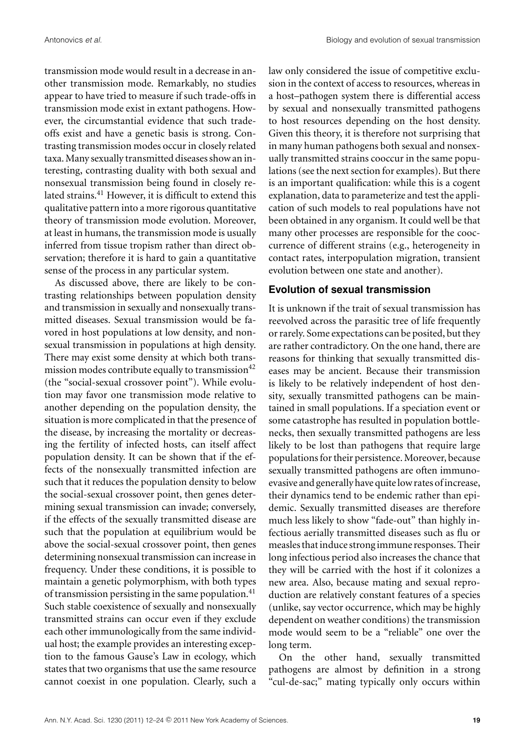transmission mode would result in a decrease in another transmission mode. Remarkably, no studies appear to have tried to measure if such trade-offs in transmission mode exist in extant pathogens. However, the circumstantial evidence that such trade-offs exist and have a genetic basis is strong. Contrasting transmission modes occur in closely related taxa. Many sexually transmitted diseases show an interesting, contrasting duality with both sexual and nonsexual transmission being found in closely related strains.[41] However, it is difficult to extend this qualitative pattern into a more rigorous quantitative theory of transmission mode evolution. Moreover, at least in humans, the transmission mode is usually inferred from tissue tropism rather than direct observation; therefore it is hard to gain a quantitative sense of the process in any particular system.

As discussed above, there are likely to be contrasting relationships between population density and transmission in sexually and nonsexually transmitted diseases. Sexual transmission would be favored in host populations at low density, and nonsexual transmission in populations at high density. There may exist some density at which both transmission modes contribute equally to transmission[42] (the "social-sexual crossover point"). While evolution may favor one transmission mode relative to another depending on the population density, the situation is more complicated in that the presence of the disease, by increasing the mortality or decreasing the fertility of infected hosts, can itself affect population density. It can be shown that if the effects of the nonsexually transmitted infection are such that it reduces the population density to below the social-sexual crossover point, then genes determining sexual transmission can invade; conversely, if the effects of the sexually transmitted disease are such that the population at equilibrium would be above the social-sexual crossover point, then genes determining nonsexual transmission can increase in frequency. Under these conditions, it is possible to maintain a genetic polymorphism, with both types of transmission persisting in the same population.[41] Such stable coexistence of sexually and nonsexually transmitted strains can occur even if they exclude each other immunologically from the same individual host; the example provides an interesting exception to the famous Gause's Law in ecology, which states that two organisms that use the same resource cannot coexist in one population. Clearly, such a law only considered the issue of competitive exclusion in the context of access to resources, whereas in a host–pathogen system there is differential access by sexual and nonsexually transmitted pathogens to host resources depending on the host density. Given this theory, it is therefore not surprising that in many human pathogens both sexual and nonsexually transmitted strains cooccur in the same populations (see the next section for examples). But there is an important qualification: while this is a cogent explanation, data to parameterize and test the application of such models to real populations have not been obtained in any organism. It could well be that many other processes are responsible for the cooccurrence of different strains (e.g., heterogeneity in contact rates, interpopulation migration, transient evolution between one state and another).

## Evolution of sexual transmission

It is unknown if the trait of sexual transmission has reevolved across the parasitic tree of life frequently or rarely. Some expectations can be posited, but they are rather contradictory. On the one hand, there are reasons for thinking that sexually transmitted diseases may be ancient. Because their transmission is likely to be relatively independent of host density, sexually transmitted pathogens can be maintained in small populations. If a speciation event or some catastrophe has resulted in population bottlenecks, then sexually transmitted pathogens are less likely to be lost than pathogens that require large populations for their persistence. Moreover, because sexually transmitted pathogens are often immunoevasive and generally have quite low rates of increase, their dynamics tend to be endemic rather than epidemic. Sexually transmitted diseases are therefore much less likely to show "fade-out" than highly infectious aerially transmitted diseases such as flu or measles that induce strong immune responses. Their long infectious period also increases the chance that they will be carried with the host if it colonizes a new area. Also, because mating and sexual reproduction are relatively constant features of a species (unlike, say vector occurrence, which may be highly dependent on weather conditions) the transmission mode would seem to be a "reliable" one over the long term.

On the other hand, sexually transmitted pathogens are almost by definition in a strong "cul-de-sac;" mating typically only occurs within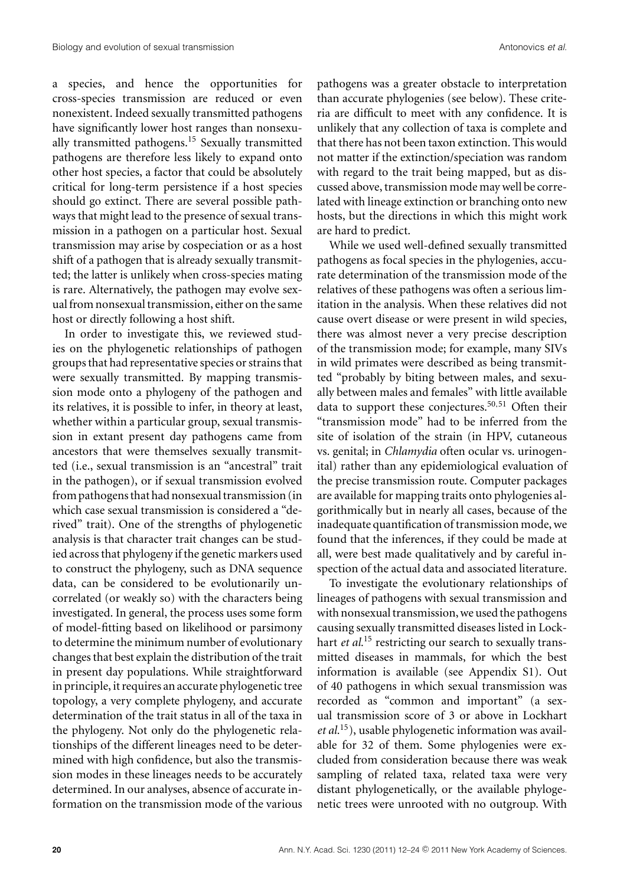a species, and hence the opportunities for cross-species transmission are reduced or even nonexistent. Indeed sexually transmitted pathogens have significantly lower host ranges than nonsexually transmitted pathogens.[15] Sexually transmitted pathogens are therefore less likely to expand onto other host species, a factor that could be absolutely critical for long-term persistence if a host species should go extinct. There are several possible pathways that might lead to the presence of sexual transmission in a pathogen on a particular host. Sexual transmission may arise by cospeciation or as a host shift of a pathogen that is already sexually transmitted; the latter is unlikely when cross-species mating is rare. Alternatively, the pathogen may evolve sexual from nonsexual transmission, either on the same host or directly following a host shift.

In order to investigate this, we reviewed studies on the phylogenetic relationships of pathogen groups that had representative species or strains that were sexually transmitted. By mapping transmission mode onto a phylogeny of the pathogen and its relatives, it is possible to infer, in theory at least, whether within a particular group, sexual transmission in extant present day pathogens came from ancestors that were themselves sexually transmitted (i.e., sexual transmission is an "ancestral" trait in the pathogen), or if sexual transmission evolved from pathogens that had nonsexual transmission (in which case sexual transmission is considered a "derived" trait). One of the strengths of phylogenetic analysis is that character trait changes can be studied across that phylogeny if the genetic markers used to construct the phylogeny, such as DNA sequence data, can be considered to be evolutionarily uncorrelated (or weakly so) with the characters being investigated. In general, the process uses some form of model-fitting based on likelihood or parsimony to determine the minimum number of evolutionary changes that best explain the distribution of the trait in present day populations. While straightforward in principle, it requires an accurate phylogenetic tree topology, a very complete phylogeny, and accurate determination of the trait status in all of the taxa in the phylogeny. Not only do the phylogenetic relationships of the different lineages need to be determined with high confidence, but also the transmission modes in these lineages needs to be accurately determined. In our analyses, absence of accurate information on the transmission mode of the various pathogens was a greater obstacle to interpretation than accurate phylogenies (see below). These criteria are difficult to meet with any confidence. It is unlikely that any collection of taxa is complete and that there has not been taxon extinction. This would not matter if the extinction/speciation was random with regard to the trait being mapped, but as discussed above, transmission mode may well be correlated with lineage extinction or branching onto new hosts, but the directions in which this might work are hard to predict.

While we used well-defined sexually transmitted pathogens as focal species in the phylogenies, accurate determination of the transmission mode of the relatives of these pathogens was often a serious limitation in the analysis. When these relatives did not cause overt disease or were present in wild species, there was almost never a very precise description of the transmission mode; for example, many SIVs in wild primates were described as being transmitted "probably by biting between males, and sexually between males and females" with little available data to support these conjectures.[50,51] Often their "transmission mode" had to be inferred from the site of isolation of the strain (in HPV, cutaneous vs. genital; in *Chlamydia* often ocular vs. urinogenital) rather than any epidemiological evaluation of the precise transmission route. Computer packages are available for mapping traits onto phylogenies algorithmically but in nearly all cases, because of the inadequate quantification of transmission mode, we found that the inferences, if they could be made at all, were best made qualitatively and by careful inspection of the actual data and associated literature.

To investigate the evolutionary relationships of lineages of pathogens with sexual transmission and with nonsexual transmission, we used the pathogens causing sexually transmitted diseases listed in Lockhart *et al.*[15] restricting our search to sexually transmitted diseases in mammals, for which the best information is available (see Appendix S1). Out of 40 pathogens in which sexual transmission was recorded as "common and important" (a sexual transmission score of 3 or above in Lockhart *et al.*[15]), usable phylogenetic information was available for 32 of them. Some phylogenies were excluded from consideration because there was weak sampling of related taxa, related taxa were very distant phylogenetically, or the available phylogenetic trees were unrooted with no outgroup. With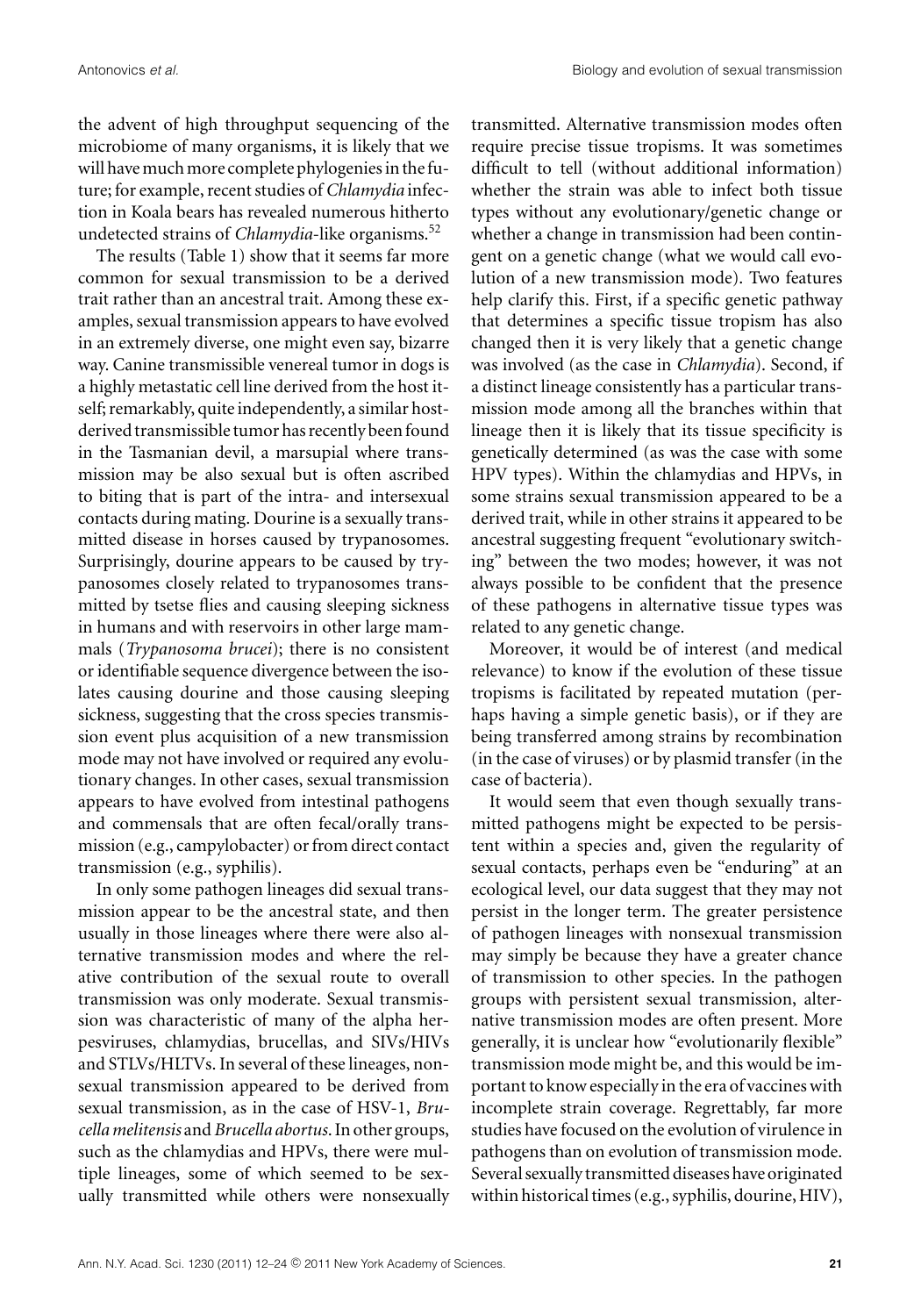the advent of high throughput sequencing of the microbiome of many organisms, it is likely that we will have much more complete phylogenies in the future; for example, recent studies of *Chlamydia* infection in Koala bears has revealed numerous hitherto undetected strains of *Chlamydia*-like organisms.[52]

The results (Table 1) show that it seems far more common for sexual transmission to be a derived trait rather than an ancestral trait. Among these examples, sexual transmission appears to have evolved in an extremely diverse, one might even say, bizarre way. Canine transmissible venereal tumor in dogs is a highly metastatic cell line derived from the host itself; remarkably, quite independently, a similar host-derived transmissible tumor has recently been found in the Tasmanian devil, a marsupial where transmission may be also sexual but is often ascribed to biting that is part of the intra- and intersexual contacts during mating. Dourine is a sexually transmitted disease in horses caused by trypanosomes. Surprisingly, dourine appears to be caused by trypanosomes closely related to trypanosomes transmitted by tsetse flies and causing sleeping sickness in humans and with reservoirs in other large mammals (*Trypanosoma brucei*); there is no consistent or identifiable sequence divergence between the isolates causing dourine and those causing sleeping sickness, suggesting that the cross species transmission event plus acquisition of a new transmission mode may not have involved or required any evolutionary changes. In other cases, sexual transmission appears to have evolved from intestinal pathogens and commensals that are often fecal/orally transmission (e.g., campylobacter) or from direct contact transmission (e.g., syphilis).

In only some pathogen lineages did sexual transmission appear to be the ancestral state, and then usually in those lineages where there were also alternative transmission modes and where the relative contribution of the sexual route to overall transmission was only moderate. Sexual transmission was characteristic of many of the alpha herpesviruses, chlamydias, brucellas, and SIVs/HIVs and STLVs/HLTVs. In several of these lineages, nonsexual transmission appeared to be derived from sexual transmission, as in the case of HSV-1, *Brucella melitensis* and *Brucella abortus*. In other groups, such as the chlamydias and HPVs, there were multiple lineages, some of which seemed to be sexually transmitted while others were nonsexually transmitted. Alternative transmission modes often require precise tissue tropisms. It was sometimes difficult to tell (without additional information) whether the strain was able to infect both tissue types without any evolutionary/genetic change or whether a change in transmission had been contingent on a genetic change (what we would call evolution of a new transmission mode). Two features help clarify this. First, if a specific genetic pathway that determines a specific tissue tropism has also changed then it is very likely that a genetic change was involved (as the case in *Chlamydia*). Second, if a distinct lineage consistently has a particular transmission mode among all the branches within that lineage then it is likely that its tissue specificity is genetically determined (as was the case with some HPV types). Within the chlamydias and HPVs, in some strains sexual transmission appeared to be a derived trait, while in other strains it appeared to be ancestral suggesting frequent "evolutionary switching" between the two modes; however, it was not always possible to be confident that the presence of these pathogens in alternative tissue types was related to any genetic change.

Moreover, it would be of interest (and medical relevance) to know if the evolution of these tissue tropisms is facilitated by repeated mutation (perhaps having a simple genetic basis), or if they are being transferred among strains by recombination (in the case of viruses) or by plasmid transfer (in the case of bacteria).

It would seem that even though sexually transmitted pathogens might be expected to be persistent within a species and, given the regularity of sexual contacts, perhaps even be "enduring" at an ecological level, our data suggest that they may not persist in the longer term. The greater persistence of pathogen lineages with nonsexual transmission may simply be because they have a greater chance of transmission to other species. In the pathogen groups with persistent sexual transmission, alternative transmission modes are often present. More generally, it is unclear how "evolutionarily flexible" transmission mode might be, and this would be important to know especially in the era of vaccines with incomplete strain coverage. Regrettably, far more studies have focused on the evolution of virulence in pathogens than on evolution of transmission mode. Several sexually transmitted diseases have originated within historical times (e.g., syphilis, dourine, HIV),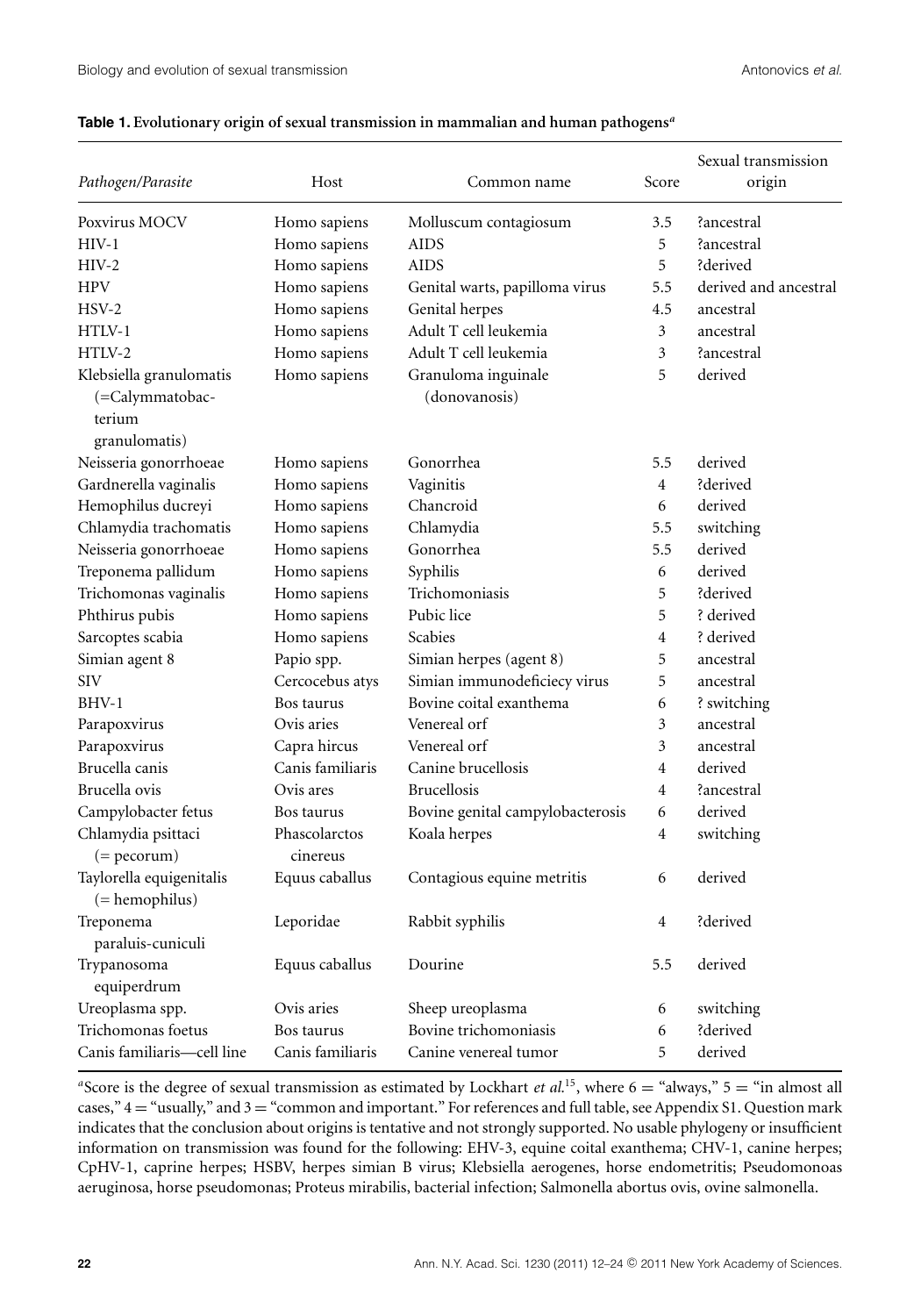**Table 1. Evolutionary origin of sexual transmission in mammalian and human pathogens**[a]

| *Pathogen/Parasite* | Host | Common name | Score | Sexual transmission origin |
|---|---|---|---|---|
| Poxvirus MOCV | Homo sapiens | Molluscum contagiosum | 3.5 | ?ancestral |
| HIV-1 | Homo sapiens | AIDS | 5 | ?ancestral |
| HIV-2 | Homo sapiens | AIDS | 5 | ?derived |
| HPV | Homo sapiens | Genital warts, papilloma virus | 5.5 | derived and ancestral |
| HSV-2 | Homo sapiens | Genital herpes | 4.5 | ancestral |
| HTLV-1 | Homo sapiens | Adult T cell leukemia | 3 | ancestral |
| HTLV-2 | Homo sapiens | Adult T cell leukemia | 3 | ?ancestral |
| Klebsiella granulomatis (=Calymmatobacterium granulomatis) | Homo sapiens | Granuloma inguinale (donovanosis) | 5 | derived |
| Neisseria gonorrhoeae | Homo sapiens | Gonorrhea | 5.5 | derived |
| Gardnerella vaginalis | Homo sapiens | Vaginitis | 4 | ?derived |
| Hemophilus ducreyi | Homo sapiens | Chancroid | 6 | derived |
| Chlamydia trachomatis | Homo sapiens | Chlamydia | 5.5 | switching |
| Neisseria gonorrhoeae | Homo sapiens | Gonorrhea | 5.5 | derived |
| Treponema pallidum | Homo sapiens | Syphilis | 6 | derived |
| Trichomonas vaginalis | Homo sapiens | Trichomoniasis | 5 | ?derived |
| Phthirus pubis | Homo sapiens | Pubic lice | 5 | ? derived |
| Sarcoptes scabia | Homo sapiens | Scabies | 4 | ? derived |
| Simian agent 8 | Papio spp. | Simian herpes (agent 8) | 5 | ancestral |
| SIV | Cercocebus atys | Simian immunodeficiecy virus | 5 | ancestral |
| BHV-1 | Bos taurus | Bovine coital exanthema | 6 | ? switching |
| Parapoxvirus | Ovis aries | Venereal orf | 3 | ancestral |
| Parapoxvirus | Capra hircus | Venereal orf | 3 | ancestral |
| Brucella canis | Canis familiaris | Canine brucellosis | 4 | derived |
| Brucella ovis | Ovis ares | Brucellosis | 4 | ?ancestral |
| Campylobacter fetus | Bos taurus | Bovine genital campylobacterosis | 6 | derived |
| Chlamydia psittaci (= pecorum) | Phascolarctos cinereus | Koala herpes | 4 | switching |
| Taylorella equigenitalis (= hemophilus) | Equus caballus | Contagious equine metritis | 6 | derived |
| Treponema paraluis-cuniculi | Leporidae | Rabbit syphilis | 4 | ?derived |
| Trypanosoma equiperdrum | Equus caballus | Dourine | 5.5 | derived |
| Ureoplasma spp. | Ovis aries | Sheep ureoplasma | 6 | switching |
| Trichomonas foetus | Bos taurus | Bovine trichomoniasis | 6 | ?derived |
| Canis familiaris—cell line | Canis familiaris | Canine venereal tumor | 5 | derived |

[a]Score is the degree of sexual transmission as estimated by Lockhart *et al.*[15], where 6 = "always," 5 = "in almost all cases," 4 = "usually," and 3 = "common and important." For references and full table, see Appendix S1. Question mark indicates that the conclusion about origins is tentative and not strongly supported. No usable phylogeny or insufficient information on transmission was found for the following: EHV-3, equine coital exanthema; CHV-1, canine herpes; CpHV-1, caprine herpes; HSBV, herpes simian B virus; Klebsiella aerogenes, horse endometritis; Pseudomonoas aeruginosa, horse pseudomonas; Proteus mirabilis, bacterial infection; Salmonella abortus ovis, ovine salmonella.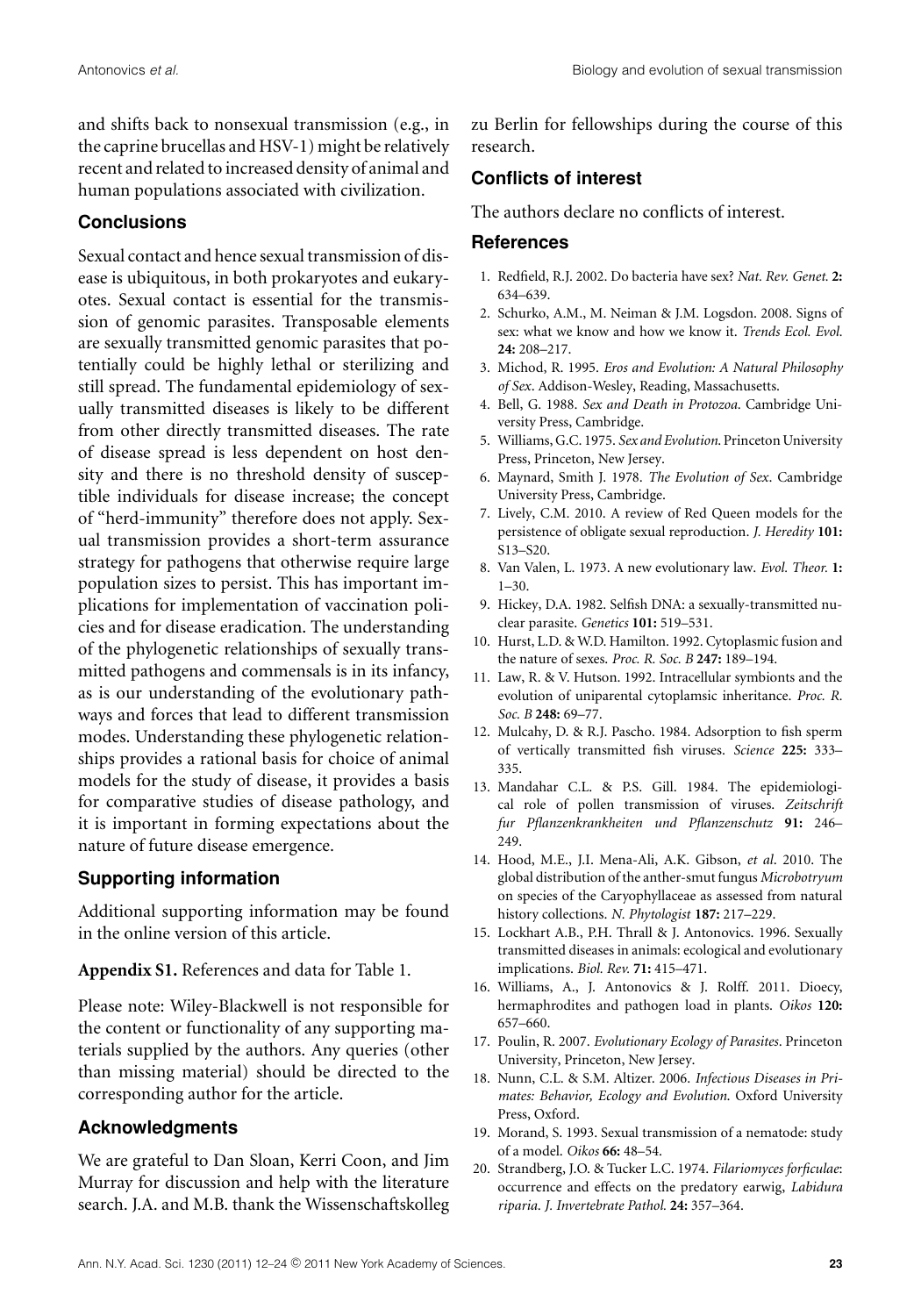and shifts back to nonsexual transmission (e.g., in the caprine brucellas and HSV-1) might be relatively recent and related to increased density of animal and human populations associated with civilization.

## Conclusions

Sexual contact and hence sexual transmission of disease is ubiquitous, in both prokaryotes and eukaryotes. Sexual contact is essential for the transmission of genomic parasites. Transposable elements are sexually transmitted genomic parasites that potentially could be highly lethal or sterilizing and still spread. The fundamental epidemiology of sexually transmitted diseases is likely to be different from other directly transmitted diseases. The rate of disease spread is less dependent on host density and there is no threshold density of susceptible individuals for disease increase; the concept of "herd-immunity" therefore does not apply. Sexual transmission provides a short-term assurance strategy for pathogens that otherwise require large population sizes to persist. This has important implications for implementation of vaccination policies and for disease eradication. The understanding of the phylogenetic relationships of sexually transmitted pathogens and commensals is in its infancy, as is our understanding of the evolutionary pathways and forces that lead to different transmission modes. Understanding these phylogenetic relationships provides a rational basis for choice of animal models for the study of disease, it provides a basis for comparative studies of disease pathology, and it is important in forming expectations about the nature of future disease emergence.

## Supporting information

Additional supporting information may be found in the online version of this article.

**Appendix S1.** References and data for Table 1.

Please note: Wiley-Blackwell is not responsible for the content or functionality of any supporting materials supplied by the authors. Any queries (other than missing material) should be directed to the corresponding author for the article.

## Acknowledgments

We are grateful to Dan Sloan, Kerri Coon, and Jim Murray for discussion and help with the literature search. J.A. and M.B. thank the Wissenschaftskolleg zu Berlin for fellowships during the course of this research.

## Conflicts of interest

The authors declare no conflicts of interest.

## References

1. Redfield, R.J. 2002. Do bacteria have sex? *Nat. Rev. Genet.* **2:** 634–639.
2. Schurko, A.M., M. Neiman & J.M. Logsdon. 2008. Signs of sex: what we know and how we know it. *Trends Ecol. Evol.* **24:** 208–217.
3. Michod, R. 1995. *Eros and Evolution: A Natural Philosophy of Sex*. Addison-Wesley, Reading, Massachusetts.
4. Bell, G. 1988. *Sex and Death in Protozoa*. Cambridge University Press, Cambridge.
5. Williams, G.C. 1975. *Sex and Evolution*. Princeton University Press, Princeton, New Jersey.
6. Maynard, Smith J. 1978. *The Evolution of Sex*. Cambridge University Press, Cambridge.
7. Lively, C.M. 2010. A review of Red Queen models for the persistence of obligate sexual reproduction. *J. Heredity* **101:** S13–S20.
8. Van Valen, L. 1973. A new evolutionary law. *Evol. Theor.* **1:** 1–30.
9. Hickey, D.A. 1982. Selfish DNA: a sexually-transmitted nuclear parasite. *Genetics* **101:** 519–531.
10. Hurst, L.D. & W.D. Hamilton. 1992. Cytoplasmic fusion and the nature of sexes. *Proc. R. Soc. B* **247:** 189–194.
11. Law, R. & V. Hutson. 1992. Intracellular symbionts and the evolution of uniparental cytoplamsic inheritance. *Proc. R. Soc. B* **248:** 69–77.
12. Mulcahy, D. & R.J. Pascho. 1984. Adsorption to fish sperm of vertically transmitted fish viruses. *Science* **225:** 333–335.
13. Mandahar C.L. & P.S. Gill. 1984. The epidemiological role of pollen transmission of viruses. *Zeitschrift fur Pflanzenkrankheiten und Pflanzenschutz* **91:** 246–249.
14. Hood, M.E., J.I. Mena-Ali, A.K. Gibson, *et al*. 2010. The global distribution of the anther-smut fungus *Microbotryum* on species of the Caryophyllaceae as assessed from natural history collections. *N. Phytologist* **187:** 217–229.
15. Lockhart A.B., P.H. Thrall & J. Antonovics. 1996. Sexually transmitted diseases in animals: ecological and evolutionary implications. *Biol. Rev.* **71:** 415–471.
16. Williams, A., J. Antonovics & J. Rolff. 2011. Dioecy, hermaphrodites and pathogen load in plants. *Oikos* **120:** 657–660.
17. Poulin, R. 2007. *Evolutionary Ecology of Parasites*. Princeton University, Princeton, New Jersey.
18. Nunn, C.L. & S.M. Altizer. 2006. *Infectious Diseases in Primates: Behavior, Ecology and Evolution*. Oxford University Press, Oxford.
19. Morand, S. 1993. Sexual transmission of a nematode: study of a model. *Oikos* **66:** 48–54.
20. Strandberg, J.O. & Tucker L.C. 1974. *Filariomyces forficulae*: occurrence and effects on the predatory earwig, *Labidura riparia*. *J. Invertebrate Pathol.* **24:** 357–364.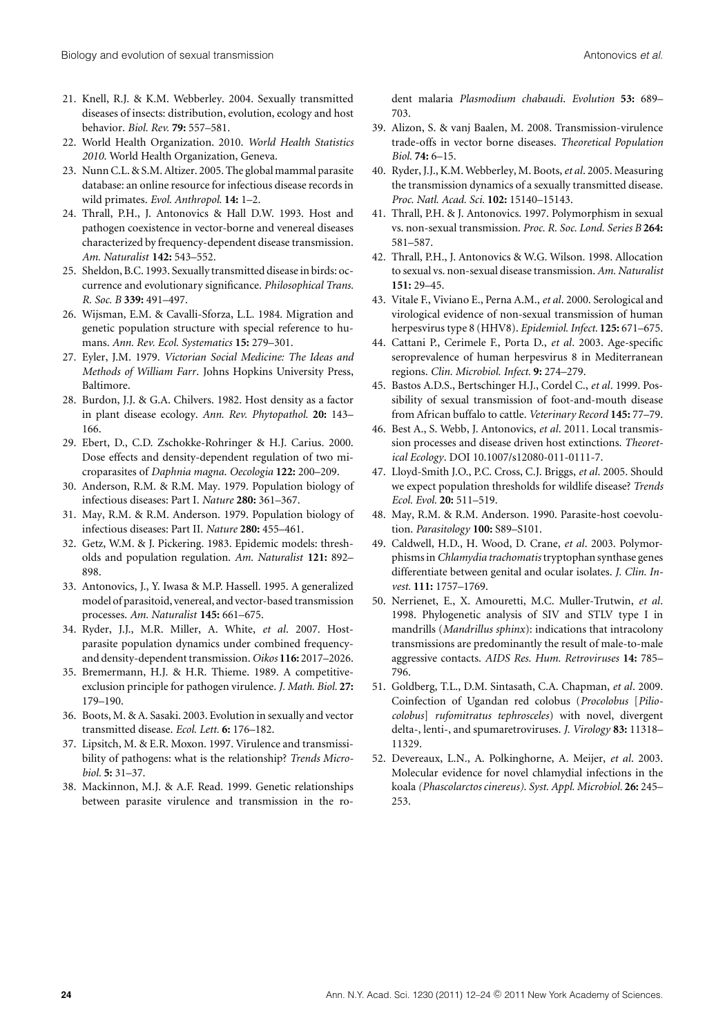21. Knell, R.J. & K.M. Webberley. 2004. Sexually transmitted diseases of insects: distribution, evolution, ecology and host behavior. *Biol. Rev.* **79:** 557–581.
22. World Health Organization. 2010. *World Health Statistics 2010*. World Health Organization, Geneva.
23. Nunn C.L. & S.M. Altizer. 2005. The global mammal parasite database: an online resource for infectious disease records in wild primates. *Evol. Anthropol.* **14:** 1–2.
24. Thrall, P.H., J. Antonovics & Hall D.W. 1993. Host and pathogen coexistence in vector-borne and venereal diseases characterized by frequency-dependent disease transmission. *Am. Naturalist* **142:** 543–552.
25. Sheldon, B.C. 1993. Sexually transmitted disease in birds: occurrence and evolutionary significance. *Philosophical Trans. R. Soc. B* **339:** 491–497.
26. Wijsman, E.M. & Cavalli-Sforza, L.L. 1984. Migration and genetic population structure with special reference to humans. *Ann. Rev. Ecol. Systematics* **15:** 279–301.
27. Eyler, J.M. 1979. *Victorian Social Medicine: The Ideas and Methods of William Farr*. Johns Hopkins University Press, Baltimore.
28. Burdon, J.J. & G.A. Chilvers. 1982. Host density as a factor in plant disease ecology. *Ann. Rev. Phytopathol.* **20:** 143–166.
29. Ebert, D., C.D. Zschokke-Rohringer & H.J. Carius. 2000. Dose effects and density-dependent regulation of two microparasites of *Daphnia magna*. *Oecologia* **122:** 200–209.
30. Anderson, R.M. & R.M. May. 1979. Population biology of infectious diseases: Part I. *Nature* **280:** 361–367.
31. May, R.M. & R.M. Anderson. 1979. Population biology of infectious diseases: Part II. *Nature* **280:** 455–461.
32. Getz, W.M. & J. Pickering. 1983. Epidemic models: thresholds and population regulation. *Am. Naturalist* **121:** 892–898.
33. Antonovics, J., Y. Iwasa & M.P. Hassell. 1995. A generalized model of parasitoid, venereal, and vector-based transmission processes. *Am. Naturalist* **145:** 661–675.
34. Ryder, J.J., M.R. Miller, A. White, *et al*. 2007. Host-parasite population dynamics under combined frequency- and density-dependent transmission. *Oikos* **116:** 2017–2026.
35. Bremermann, H.J. & H.R. Thieme. 1989. A competitive-exclusion principle for pathogen virulence. *J. Math. Biol.* **27:** 179–190.
36. Boots, M. & A. Sasaki. 2003. Evolution in sexually and vector transmitted disease. *Ecol. Lett.* **6:** 176–182.
37. Lipsitch, M. & E.R. Moxon. 1997. Virulence and transmissibility of pathogens: what is the relationship? *Trends Microbiol.* **5:** 31–37.
38. Mackinnon, M.J. & A.F. Read. 1999. Genetic relationships between parasite virulence and transmission in the rodent malaria *Plasmodium chabaudi*. *Evolution* **53:** 689–703.
39. Alizon, S. & vanj Baalen, M. 2008. Transmission-virulence trade-offs in vector borne diseases. *Theoretical Population Biol.* **74:** 6–15.
40. Ryder, J.J., K.M. Webberley, M. Boots, *et al*. 2005. Measuring the transmission dynamics of a sexually transmitted disease. *Proc. Natl. Acad. Sci.* **102:** 15140–15143.
41. Thrall, P.H. & J. Antonovics. 1997. Polymorphism in sexual vs. non-sexual transmission. *Proc. R. Soc. Lond. Series B* **264:** 581–587.
42. Thrall, P.H., J. Antonovics & W.G. Wilson. 1998. Allocation to sexual vs. non-sexual disease transmission. *Am. Naturalist* **151:** 29–45.
43. Vitale F., Viviano E., Perna A.M., *et al*. 2000. Serological and virological evidence of non-sexual transmission of human herpesvirus type 8 (HHV8). *Epidemiol. Infect.* **125:** 671–675.
44. Cattani P., Cerimele F., Porta D., *et al*. 2003. Age-specific seroprevalence of human herpesvirus 8 in Mediterranean regions. *Clin. Microbiol. Infect.* **9:** 274–279.
45. Bastos A.D.S., Bertschinger H.J., Cordel C., *et al*. 1999. Possibility of sexual transmission of foot-and-mouth disease from African buffalo to cattle. *Veterinary Record* **145:** 77–79.
46. Best A., S. Webb, J. Antonovics, *et al*. 2011. Local transmission processes and disease driven host extinctions. *Theoretical Ecology*. DOI 10.1007/s12080-011-0111-7.
47. Lloyd-Smith J.O., P.C. Cross, C.J. Briggs, *et al*. 2005. Should we expect population thresholds for wildlife disease? *Trends Ecol. Evol.* **20:** 511–519.
48. May, R.M. & R.M. Anderson. 1990. Parasite-host coevolution. *Parasitology* **100:** S89–S101.
49. Caldwell, H.D., H. Wood, D. Crane, *et al*. 2003. Polymorphisms in *Chlamydia trachomatis* tryptophan synthase genes differentiate between genital and ocular isolates. *J. Clin. Invest.* **111:** 1757–1769.
50. Nerrienet, E., X. Amouretti, M.C. Muller-Trutwin, *et al*. 1998. Phylogenetic analysis of SIV and STLV type I in mandrills (*Mandrillus sphinx*): indications that intracolony transmissions are predominantly the result of male-to-male aggressive contacts. *AIDS Res. Hum. Retroviruses* **14:** 785–796.
51. Goldberg, T.L., D.M. Sintasath, C.A. Chapman, *et al*. 2009. Coinfection of Ugandan red colobus (*Procolobus* [*Piliocolobus*] *rufomitratus tephrosceles*) with novel, divergent delta-, lenti-, and spumaretroviruses. *J. Virology* **83:** 11318–11329.
52. Devereaux, L.N., A. Polkinghorne, A. Meijer, *et al*. 2003. Molecular evidence for novel chlamydial infections in the koala *(Phascolarctos cinereus)*. *Syst. Appl. Microbiol.* **26:** 245–253.